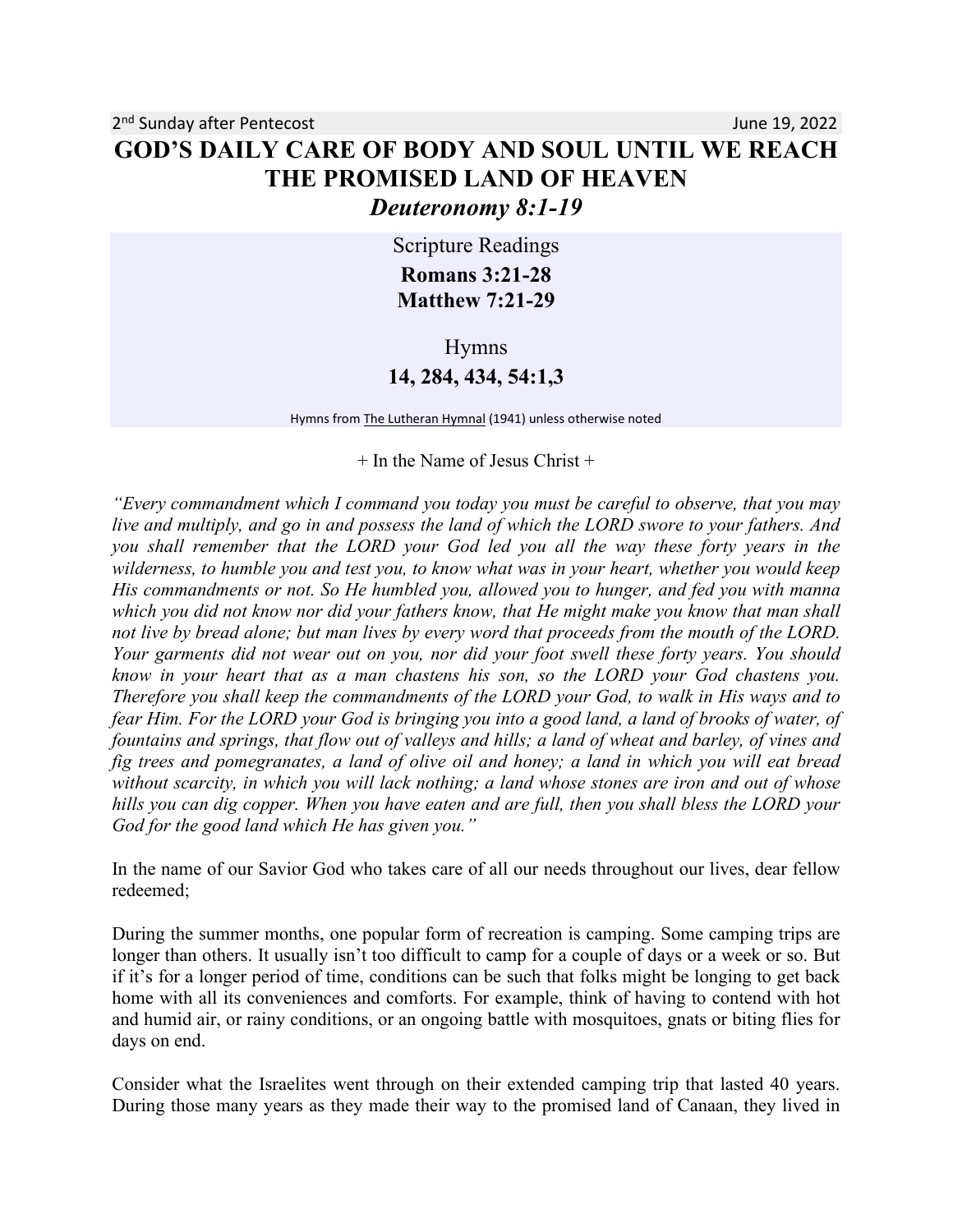2nd Sunday after Pentecost June 19, 2022

# GOD'S DAILY CARE OF BODY AND SOUL UNTIL WE REACH THE PROMISED LAND OF HEAVEN

## *Deuteronomy 8:1-19*

Scripture Readings

**Romans 3:21-28**
**Matthew 7:21-29**

Hymns

**14, 284, 434, 54:1,3**

Hymns from The Lutheran Hymnal (1941) unless otherwise noted

+ In the Name of Jesus Christ +

*"Every commandment which I command you today you must be careful to observe, that you may live and multiply, and go in and possess the land of which the LORD swore to your fathers. And you shall remember that the LORD your God led you all the way these forty years in the wilderness, to humble you and test you, to know what was in your heart, whether you would keep His commandments or not. So He humbled you, allowed you to hunger, and fed you with manna which you did not know nor did your fathers know, that He might make you know that man shall not live by bread alone; but man lives by every word that proceeds from the mouth of the LORD. Your garments did not wear out on you, nor did your foot swell these forty years. You should know in your heart that as a man chastens his son, so the LORD your God chastens you. Therefore you shall keep the commandments of the LORD your God, to walk in His ways and to fear Him. For the LORD your God is bringing you into a good land, a land of brooks of water, of fountains and springs, that flow out of valleys and hills; a land of wheat and barley, of vines and fig trees and pomegranates, a land of olive oil and honey; a land in which you will eat bread without scarcity, in which you will lack nothing; a land whose stones are iron and out of whose hills you can dig copper. When you have eaten and are full, then you shall bless the LORD your God for the good land which He has given you."*

In the name of our Savior God who takes care of all our needs throughout our lives, dear fellow redeemed;

During the summer months, one popular form of recreation is camping. Some camping trips are longer than others. It usually isn't too difficult to camp for a couple of days or a week or so. But if it's for a longer period of time, conditions can be such that folks might be longing to get back home with all its conveniences and comforts. For example, think of having to contend with hot and humid air, or rainy conditions, or an ongoing battle with mosquitoes, gnats or biting flies for days on end.

Consider what the Israelites went through on their extended camping trip that lasted 40 years. During those many years as they made their way to the promised land of Canaan, they lived in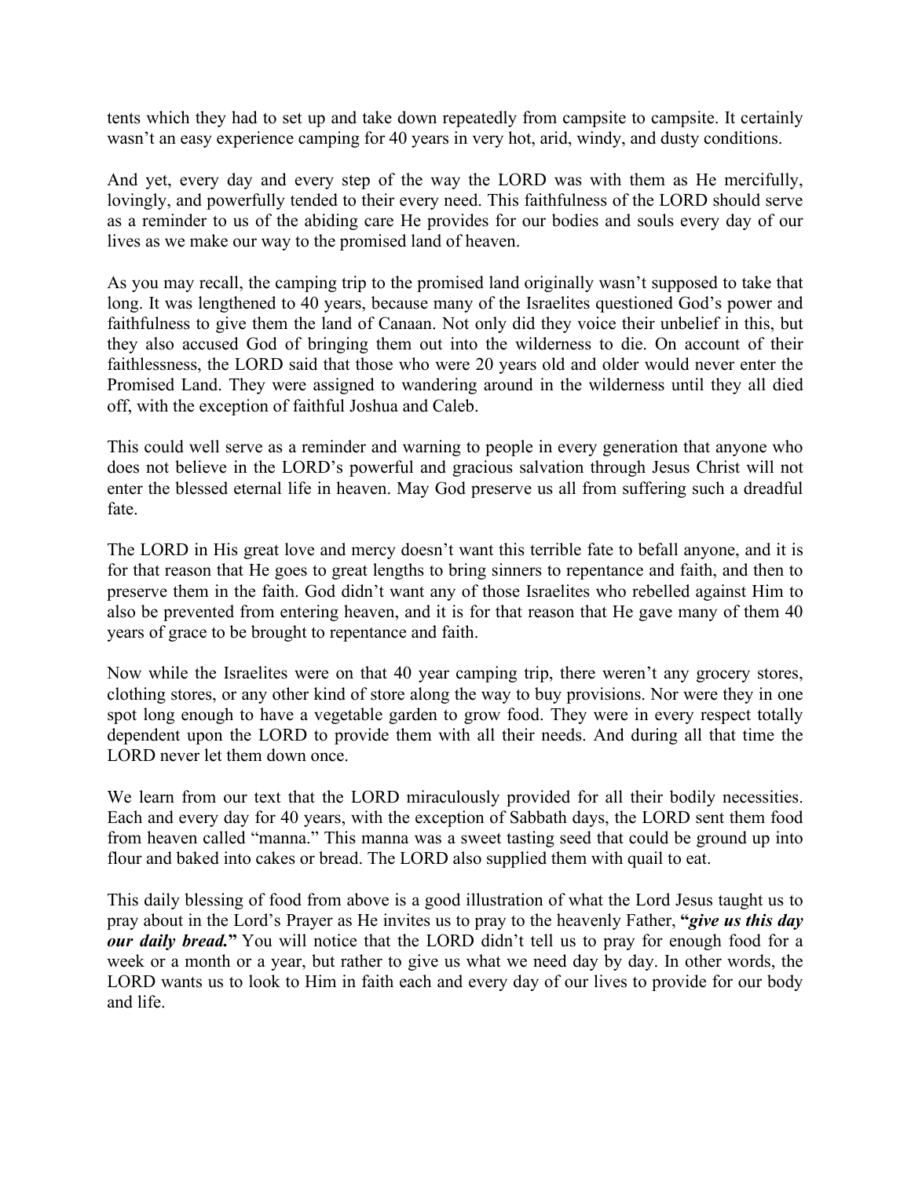tents which they had to set up and take down repeatedly from campsite to campsite. It certainly wasn't an easy experience camping for 40 years in very hot, arid, windy, and dusty conditions.

And yet, every day and every step of the way the LORD was with them as He mercifully, lovingly, and powerfully tended to their every need. This faithfulness of the LORD should serve as a reminder to us of the abiding care He provides for our bodies and souls every day of our lives as we make our way to the promised land of heaven.

As you may recall, the camping trip to the promised land originally wasn't supposed to take that long. It was lengthened to 40 years, because many of the Israelites questioned God's power and faithfulness to give them the land of Canaan. Not only did they voice their unbelief in this, but they also accused God of bringing them out into the wilderness to die. On account of their faithlessness, the LORD said that those who were 20 years old and older would never enter the Promised Land. They were assigned to wandering around in the wilderness until they all died off, with the exception of faithful Joshua and Caleb.

This could well serve as a reminder and warning to people in every generation that anyone who does not believe in the LORD's powerful and gracious salvation through Jesus Christ will not enter the blessed eternal life in heaven. May God preserve us all from suffering such a dreadful fate.

The LORD in His great love and mercy doesn't want this terrible fate to befall anyone, and it is for that reason that He goes to great lengths to bring sinners to repentance and faith, and then to preserve them in the faith. God didn't want any of those Israelites who rebelled against Him to also be prevented from entering heaven, and it is for that reason that He gave many of them 40 years of grace to be brought to repentance and faith.

Now while the Israelites were on that 40 year camping trip, there weren't any grocery stores, clothing stores, or any other kind of store along the way to buy provisions. Nor were they in one spot long enough to have a vegetable garden to grow food. They were in every respect totally dependent upon the LORD to provide them with all their needs. And during all that time the LORD never let them down once.

We learn from our text that the LORD miraculously provided for all their bodily necessities. Each and every day for 40 years, with the exception of Sabbath days, the LORD sent them food from heaven called "manna." This manna was a sweet tasting seed that could be ground up into flour and baked into cakes or bread. The LORD also supplied them with quail to eat.

This daily blessing of food from above is a good illustration of what the Lord Jesus taught us to pray about in the Lord's Prayer as He invites us to pray to the heavenly Father, **"*give us this day our daily bread.*"** You will notice that the LORD didn't tell us to pray for enough food for a week or a month or a year, but rather to give us what we need day by day. In other words, the LORD wants us to look to Him in faith each and every day of our lives to provide for our body and life.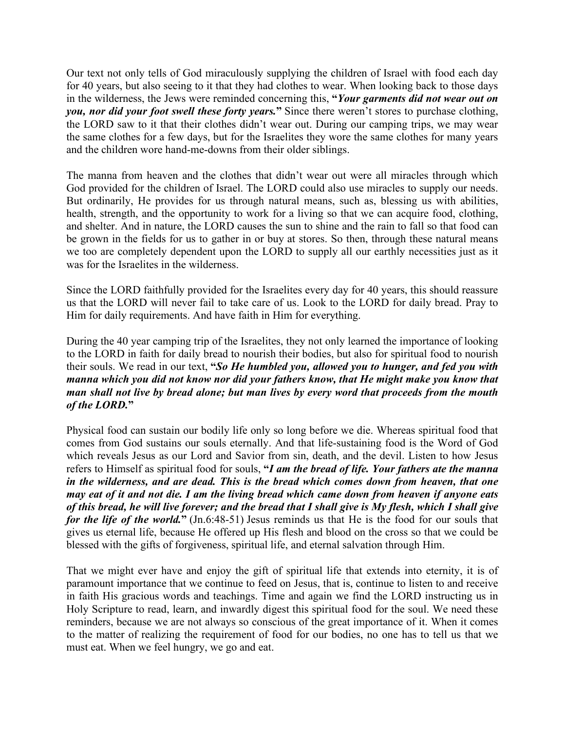Our text not only tells of God miraculously supplying the children of Israel with food each day for 40 years, but also seeing to it that they had clothes to wear. When looking back to those days in the wilderness, the Jews were reminded concerning this, **"*Your garments did not wear out on you, nor did your foot swell these forty years.*"** Since there weren't stores to purchase clothing, the LORD saw to it that their clothes didn't wear out. During our camping trips, we may wear the same clothes for a few days, but for the Israelites they wore the same clothes for many years and the children wore hand-me-downs from their older siblings.

The manna from heaven and the clothes that didn't wear out were all miracles through which God provided for the children of Israel. The LORD could also use miracles to supply our needs. But ordinarily, He provides for us through natural means, such as, blessing us with abilities, health, strength, and the opportunity to work for a living so that we can acquire food, clothing, and shelter. And in nature, the LORD causes the sun to shine and the rain to fall so that food can be grown in the fields for us to gather in or buy at stores. So then, through these natural means we too are completely dependent upon the LORD to supply all our earthly necessities just as it was for the Israelites in the wilderness.

Since the LORD faithfully provided for the Israelites every day for 40 years, this should reassure us that the LORD will never fail to take care of us. Look to the LORD for daily bread. Pray to Him for daily requirements. And have faith in Him for everything.

During the 40 year camping trip of the Israelites, they not only learned the importance of looking to the LORD in faith for daily bread to nourish their bodies, but also for spiritual food to nourish their souls. We read in our text, **"*So He humbled you, allowed you to hunger, and fed you with manna which you did not know nor did your fathers know, that He might make you know that man shall not live by bread alone; but man lives by every word that proceeds from the mouth of the LORD.*"**

Physical food can sustain our bodily life only so long before we die. Whereas spiritual food that comes from God sustains our souls eternally. And that life-sustaining food is the Word of God which reveals Jesus as our Lord and Savior from sin, death, and the devil. Listen to how Jesus refers to Himself as spiritual food for souls, **"*I am the bread of life. Your fathers ate the manna in the wilderness, and are dead. This is the bread which comes down from heaven, that one may eat of it and not die. I am the living bread which came down from heaven if anyone eats of this bread, he will live forever; and the bread that I shall give is My flesh, which I shall give for the life of the world.*"** (Jn.6:48-51) Jesus reminds us that He is the food for our souls that gives us eternal life, because He offered up His flesh and blood on the cross so that we could be blessed with the gifts of forgiveness, spiritual life, and eternal salvation through Him.

That we might ever have and enjoy the gift of spiritual life that extends into eternity, it is of paramount importance that we continue to feed on Jesus, that is, continue to listen to and receive in faith His gracious words and teachings. Time and again we find the LORD instructing us in Holy Scripture to read, learn, and inwardly digest this spiritual food for the soul. We need these reminders, because we are not always so conscious of the great importance of it. When it comes to the matter of realizing the requirement of food for our bodies, no one has to tell us that we must eat. When we feel hungry, we go and eat.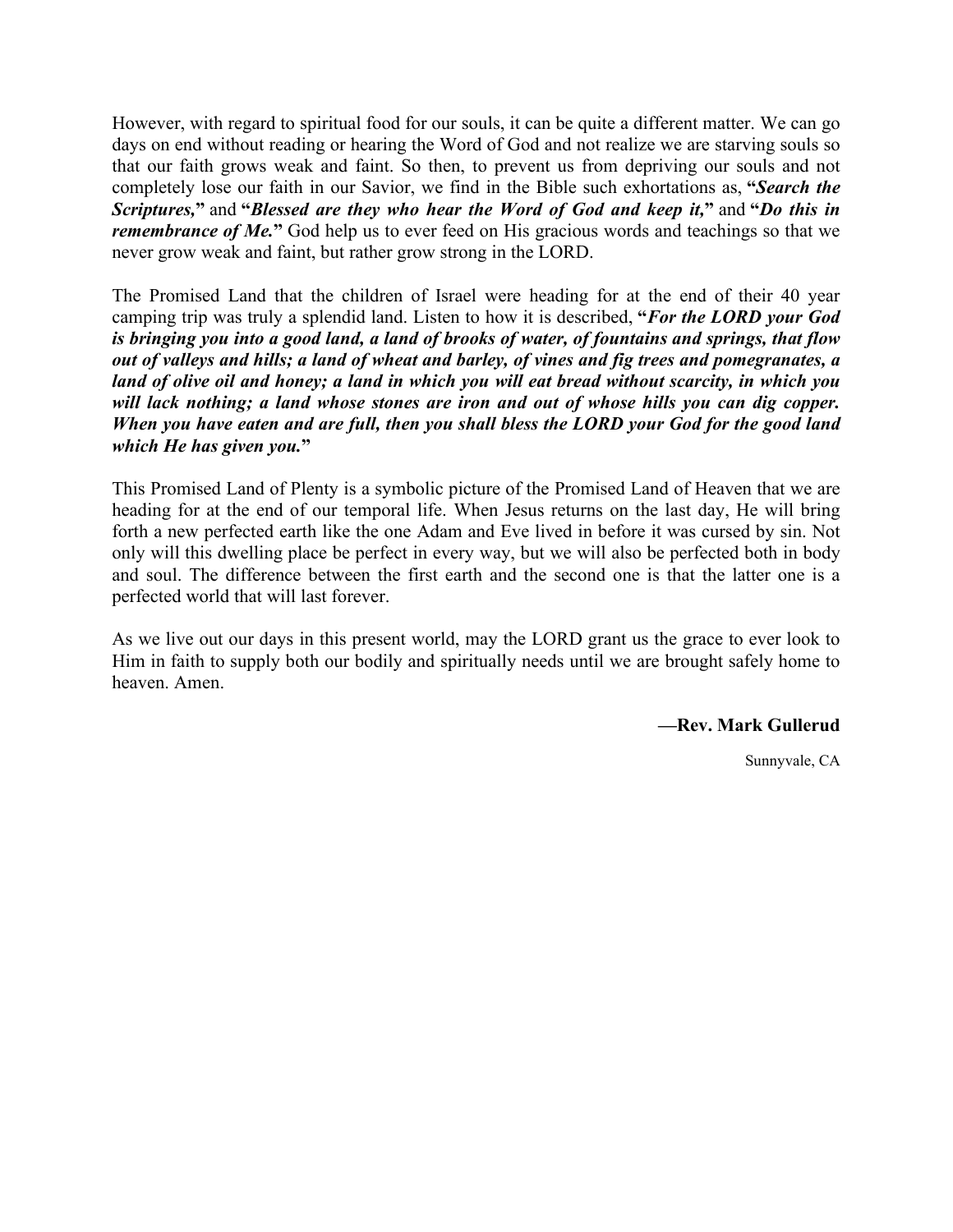However, with regard to spiritual food for our souls, it can be quite a different matter. We can go days on end without reading or hearing the Word of God and not realize we are starving souls so that our faith grows weak and faint. So then, to prevent us from depriving our souls and not completely lose our faith in our Savior, we find in the Bible such exhortations as, **"*Search the Scriptures,*"** and **"*Blessed are they who hear the Word of God and keep it,*"** and **"*Do this in remembrance of Me.*"** God help us to ever feed on His gracious words and teachings so that we never grow weak and faint, but rather grow strong in the LORD.

The Promised Land that the children of Israel were heading for at the end of their 40 year camping trip was truly a splendid land. Listen to how it is described, **"*For the LORD your God is bringing you into a good land, a land of brooks of water, of fountains and springs, that flow out of valleys and hills; a land of wheat and barley, of vines and fig trees and pomegranates, a land of olive oil and honey; a land in which you will eat bread without scarcity, in which you will lack nothing; a land whose stones are iron and out of whose hills you can dig copper. When you have eaten and are full, then you shall bless the LORD your God for the good land which He has given you.*"**

This Promised Land of Plenty is a symbolic picture of the Promised Land of Heaven that we are heading for at the end of our temporal life. When Jesus returns on the last day, He will bring forth a new perfected earth like the one Adam and Eve lived in before it was cursed by sin. Not only will this dwelling place be perfect in every way, but we will also be perfected both in body and soul. The difference between the first earth and the second one is that the latter one is a perfected world that will last forever.

As we live out our days in this present world, may the LORD grant us the grace to ever look to Him in faith to supply both our bodily and spiritually needs until we are brought safely home to heaven. Amen.

**—Rev. Mark Gullerud**

Sunnyvale, CA